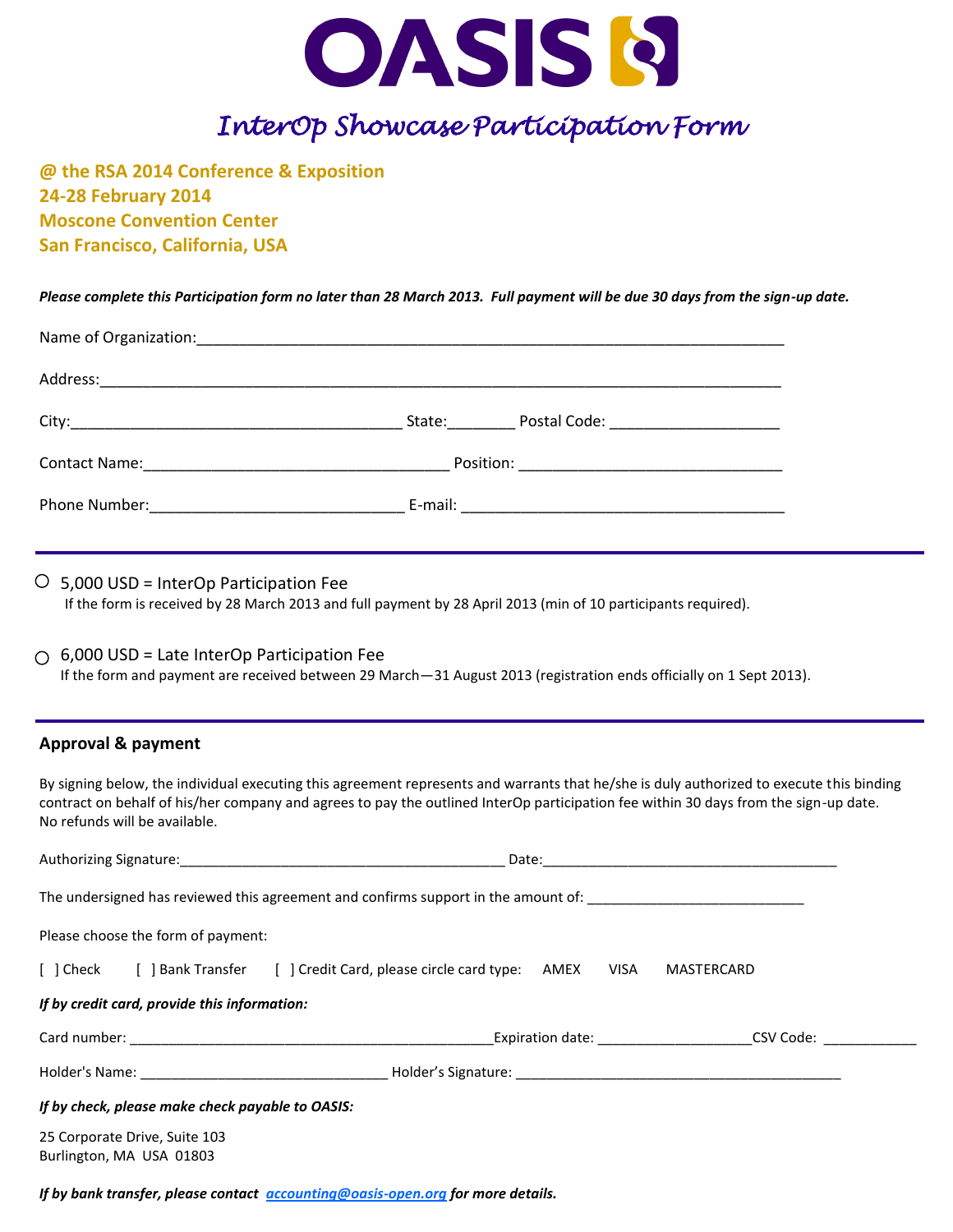# OASIS

## InterOp Showcase Participation Form

**@ the RSA 2014 Conference & Exposition**
**24-28 February 2014**
**Moscone Convention Center**
**San Francisco, California, USA**

***Please complete this Participation form no later than 28 March 2013. Full payment will be due 30 days from the sign-up date.***

Name of Organization:_______________________________________________________________________

Address:_______________________________________________________________________________

City:________________________________________ State:________ Postal Code: ____________________

Contact Name:_____________________________________ Position: ________________________________

Phone Number:______________________________ E-mail: _______________________________________

---

○ 5,000 USD = InterOp Participation Fee
If the form is received by 28 March 2013 and full payment by 28 April 2013 (min of 10 participants required).

○ 6,000 USD = Late InterOp Participation Fee
If the form and payment are received between 29 March—31 August 2013 (registration ends officially on 1 Sept 2013).

---

### Approval & payment

By signing below, the individual executing this agreement represents and warrants that he/she is duly authorized to execute this binding contract on behalf of his/her company and agrees to pay the outlined InterOp participation fee within 30 days from the sign-up date. No refunds will be available.

Authorizing Signature:__________________________________________ Date:______________________________________

The undersigned has reviewed this agreement and confirms support in the amount of: ___________________________

Please choose the form of payment:

[ ] Check    [ ] Bank Transfer    [ ] Credit Card, please circle card type:    AMEX    VISA    MASTERCARD

***If by credit card, provide this information:***

Card number: ______________________________________________Expiration date: ___________________CSV Code: ____________

Holder's Name: ________________________________ Holder's Signature: ___________________________________________

***If by check, please make check payable to OASIS:***

25 Corporate Drive, Suite 103
Burlington, MA USA 01803

***If by bank transfer, please contact [accounting@oasis-open.org](mailto:accounting@oasis-open.org) for more details.***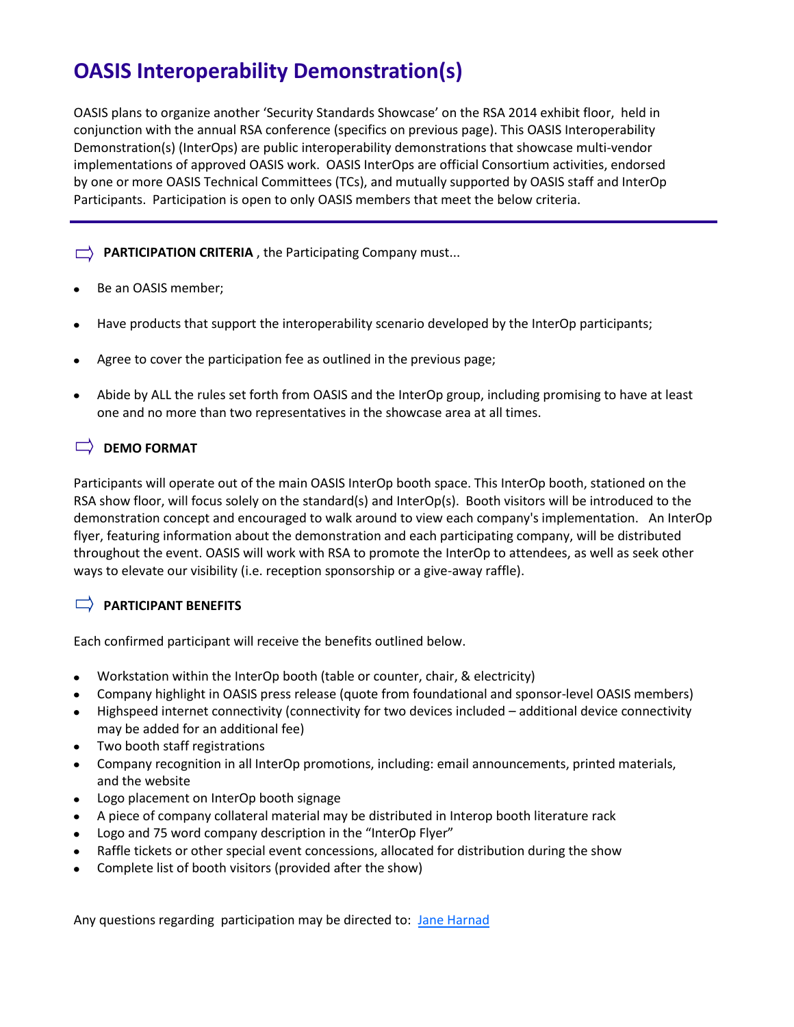# OASIS Interoperability Demonstration(s)

OASIS plans to organize another 'Security Standards Showcase' on the RSA 2014 exhibit floor, held in conjunction with the annual RSA conference (specifics on previous page). This OASIS Interoperability Demonstration(s) (InterOps) are public interoperability demonstrations that showcase multi-vendor implementations of approved OASIS work. OASIS InterOps are official Consortium activities, endorsed by one or more OASIS Technical Committees (TCs), and mutually supported by OASIS staff and InterOp Participants. Participation is open to only OASIS members that meet the below criteria.

---

**PARTICIPATION CRITERIA** , the Participating Company must...

- Be an OASIS member;
- Have products that support the interoperability scenario developed by the InterOp participants;
- Agree to cover the participation fee as outlined in the previous page;
- Abide by ALL the rules set forth from OASIS and the InterOp group, including promising to have at least one and no more than two representatives in the showcase area at all times.

**DEMO FORMAT**

Participants will operate out of the main OASIS InterOp booth space. This InterOp booth, stationed on the RSA show floor, will focus solely on the standard(s) and InterOp(s). Booth visitors will be introduced to the demonstration concept and encouraged to walk around to view each company's implementation. An InterOp flyer, featuring information about the demonstration and each participating company, will be distributed throughout the event. OASIS will work with RSA to promote the InterOp to attendees, as well as seek other ways to elevate our visibility (i.e. reception sponsorship or a give-away raffle).

**PARTICIPANT BENEFITS**

Each confirmed participant will receive the benefits outlined below.

- Workstation within the InterOp booth (table or counter, chair, & electricity)
- Company highlight in OASIS press release (quote from foundational and sponsor-level OASIS members)
- Highspeed internet connectivity (connectivity for two devices included – additional device connectivity may be added for an additional fee)
- Two booth staff registrations
- Company recognition in all InterOp promotions, including: email announcements, printed materials, and the website
- Logo placement on InterOp booth signage
- A piece of company collateral material may be distributed in Interop booth literature rack
- Logo and 75 word company description in the "InterOp Flyer"
- Raffle tickets or other special event concessions, allocated for distribution during the show
- Complete list of booth visitors (provided after the show)

Any questions regarding participation may be directed to: Jane Harnad